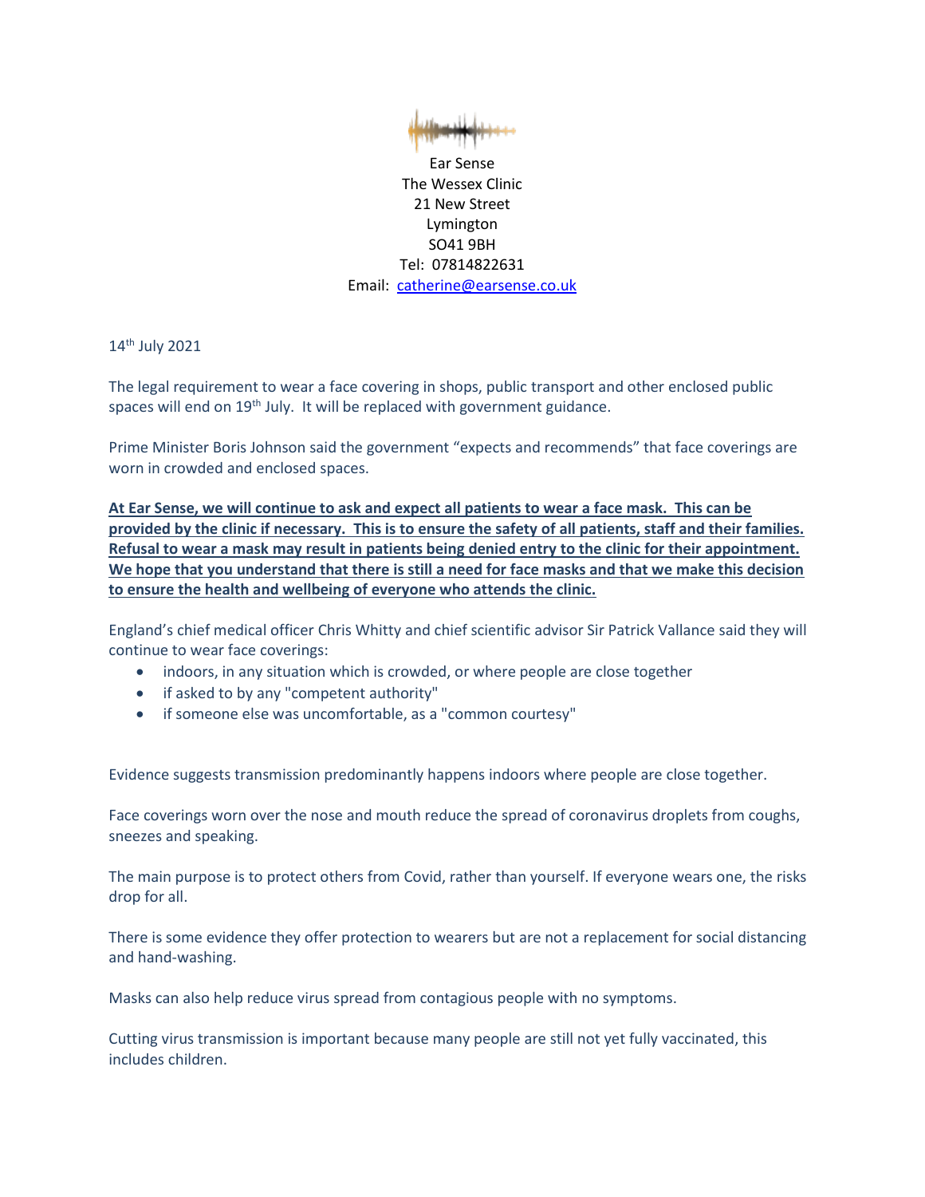Ear Sense
The Wessex Clinic
21 New Street
Lymington
SO41 9BH
Tel: 07814822631
Email: catherine@earsense.co.uk

14th July 2021

The legal requirement to wear a face covering in shops, public transport and other enclosed public spaces will end on 19th July. It will be replaced with government guidance.

Prime Minister Boris Johnson said the government "expects and recommends" that face coverings are worn in crowded and enclosed spaces.

**At Ear Sense, we will continue to ask and expect all patients to wear a face mask. This can be provided by the clinic if necessary. This is to ensure the safety of all patients, staff and their families. Refusal to wear a mask may result in patients being denied entry to the clinic for their appointment. We hope that you understand that there is still a need for face masks and that we make this decision to ensure the health and wellbeing of everyone who attends the clinic.**

England's chief medical officer Chris Whitty and chief scientific advisor Sir Patrick Vallance said they will continue to wear face coverings:

- indoors, in any situation which is crowded, or where people are close together
- if asked to by any "competent authority"
- if someone else was uncomfortable, as a "common courtesy"

Evidence suggests transmission predominantly happens indoors where people are close together.

Face coverings worn over the nose and mouth reduce the spread of coronavirus droplets from coughs, sneezes and speaking.

The main purpose is to protect others from Covid, rather than yourself. If everyone wears one, the risks drop for all.

There is some evidence they offer protection to wearers but are not a replacement for social distancing and hand-washing.

Masks can also help reduce virus spread from contagious people with no symptoms.

Cutting virus transmission is important because many people are still not yet fully vaccinated, this includes children.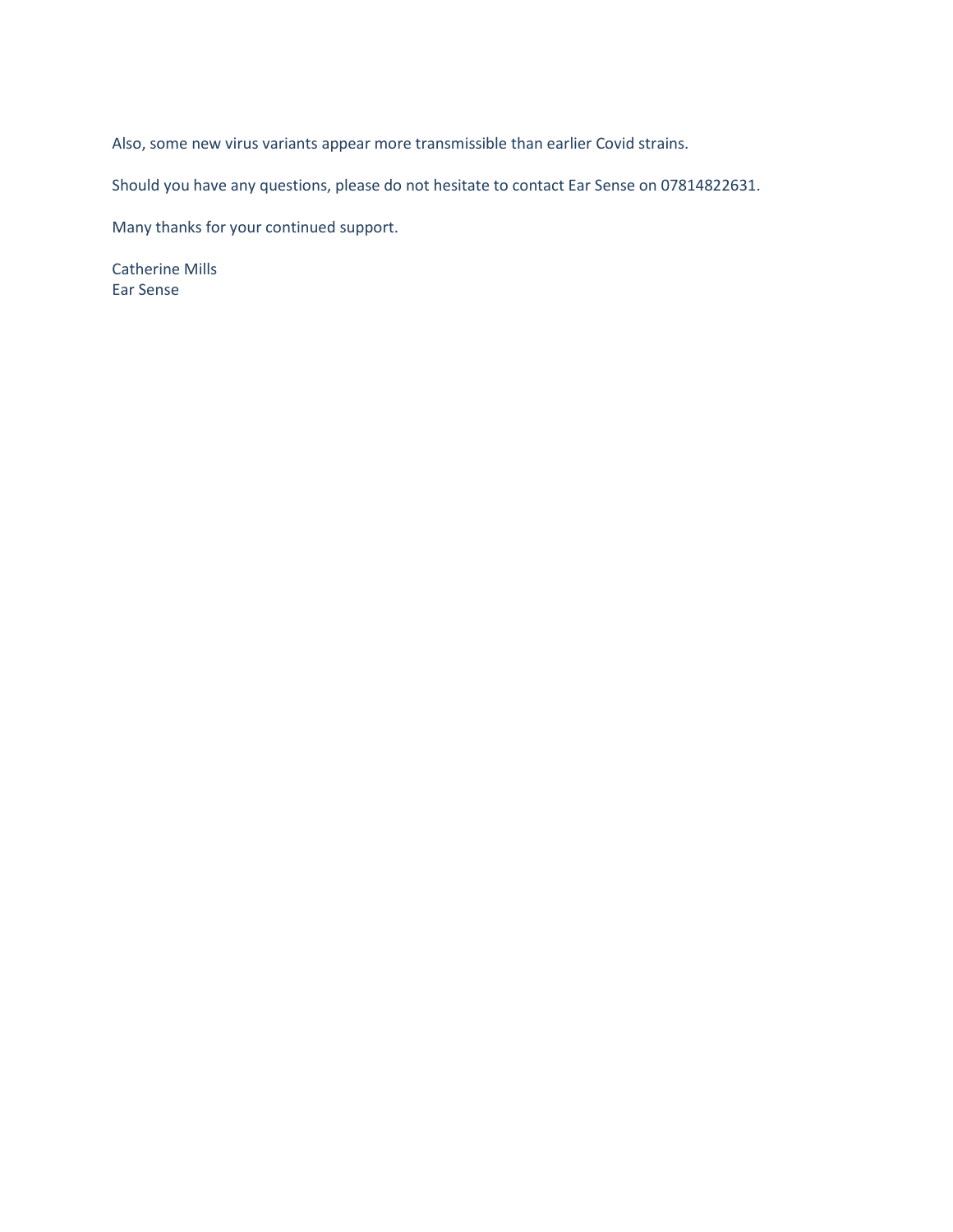Also, some new virus variants appear more transmissible than earlier Covid strains.

Should you have any questions, please do not hesitate to contact Ear Sense on 07814822631.

Many thanks for your continued support.

Catherine Mills  
Ear Sense